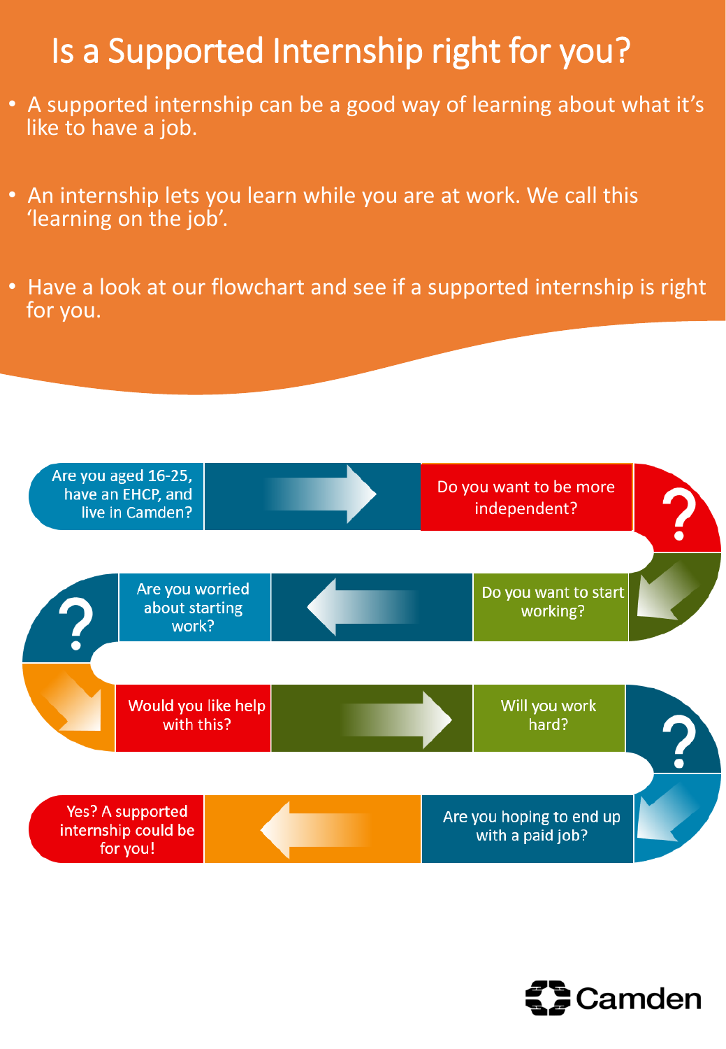# Is a Supported Internship right for you?

- A supported internship can be a good way of learning about what it's like to have a job.
- An internship lets you learn while you are at work. We call this 'learning on the job'.
- Have a look at our flowchart and see if a supported internship is right for you.

Are you aged 16-25, have an EHCP, and live in Camden?

Do you want to be more independent?

Do you want to start working?

Are you worried about starting work?

Would you like help with this?

Will you work hard?

Are you hoping to end up with a paid job?

Yes? A supported internship could be for you!

Camden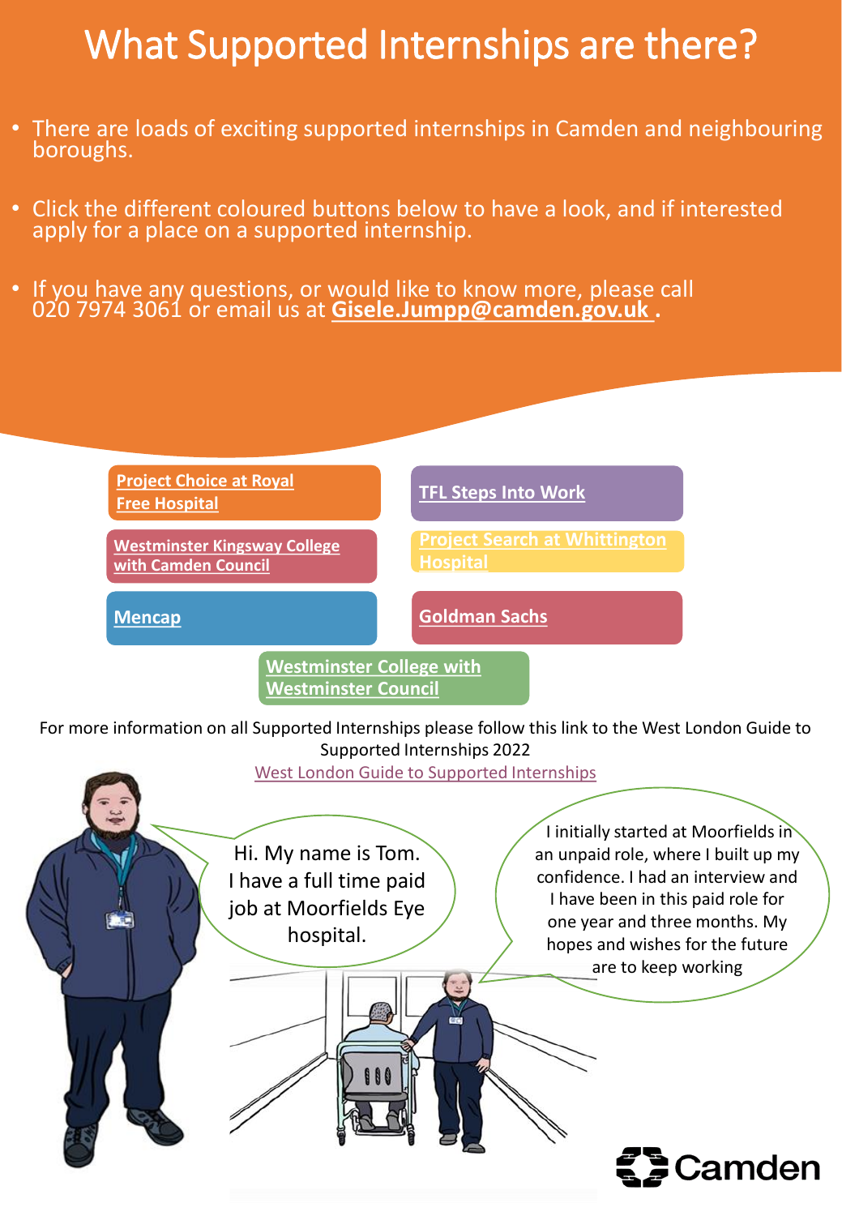# What Supported Internships are there?

- There are loads of exciting supported internships in Camden and neighbouring boroughs.
- Click the different coloured buttons below to have a look, and if interested apply for a place on a supported internship.
- If you have any questions, or would like to know more, please call 020 7974 3061 or email us at **Gisele.Jumpp@camden.gov.uk .**

**Project Choice at Royal Free Hospital**

**TFL Steps Into Work**

**Westminster Kingsway College with Camden Council**

**Project Search at Whittington Hospital**

**Mencap**

**Goldman Sachs**

**Westminster College with Westminster Council**

For more information on all Supported Internships please follow this link to the West London Guide to Supported Internships 2022

West London Guide to Supported Internships

Hi. My name is Tom. I have a full time paid job at Moorfields Eye hospital.

I initially started at Moorfields in an unpaid role, where I built up my confidence. I had an interview and I have been in this paid role for one year and three months. My hopes and wishes for the future are to keep working

Camden